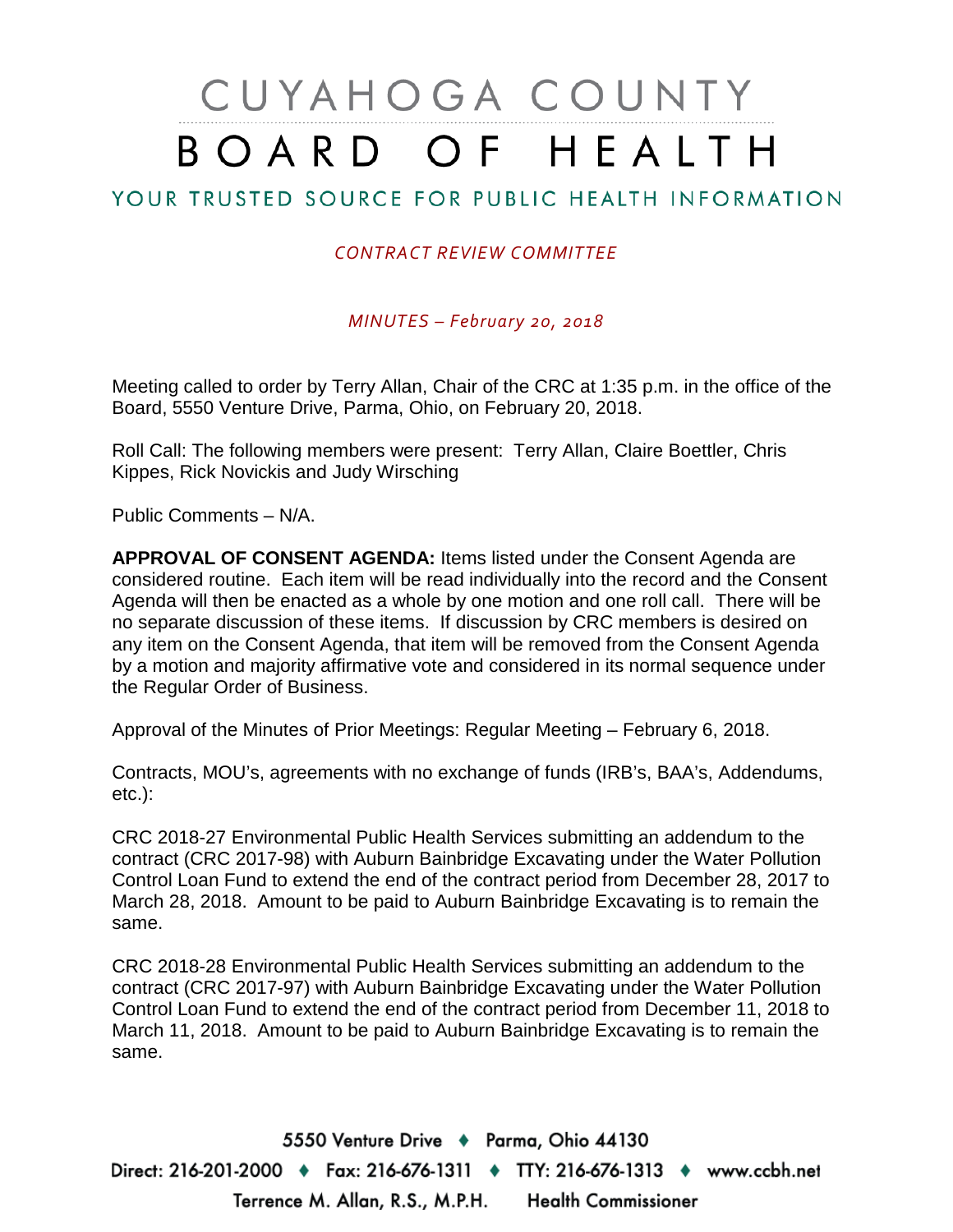# CUYAHOGA COUNTY BOARD OF HEALTH

## YOUR TRUSTED SOURCE FOR PUBLIC HEALTH INFORMATION

*CONTRACT REVIEW COMMITTEE*

*MINUTES – February 20, 2018*

Meeting called to order by Terry Allan, Chair of the CRC at 1:35 p.m. in the office of the Board, 5550 Venture Drive, Parma, Ohio, on February 20, 2018.

Roll Call: The following members were present: Terry Allan, Claire Boettler, Chris Kippes, Rick Novickis and Judy Wirsching

Public Comments – N/A.

**APPROVAL OF CONSENT AGENDA:** Items listed under the Consent Agenda are considered routine. Each item will be read individually into the record and the Consent Agenda will then be enacted as a whole by one motion and one roll call. There will be no separate discussion of these items. If discussion by CRC members is desired on any item on the Consent Agenda, that item will be removed from the Consent Agenda by a motion and majority affirmative vote and considered in its normal sequence under the Regular Order of Business.

Approval of the Minutes of Prior Meetings: Regular Meeting – February 6, 2018.

Contracts, MOU's, agreements with no exchange of funds (IRB's, BAA's, Addendums, etc.):

CRC 2018-27 Environmental Public Health Services submitting an addendum to the contract (CRC 2017-98) with Auburn Bainbridge Excavating under the Water Pollution Control Loan Fund to extend the end of the contract period from December 28, 2017 to March 28, 2018. Amount to be paid to Auburn Bainbridge Excavating is to remain the same.

CRC 2018-28 Environmental Public Health Services submitting an addendum to the contract (CRC 2017-97) with Auburn Bainbridge Excavating under the Water Pollution Control Loan Fund to extend the end of the contract period from December 11, 2018 to March 11, 2018. Amount to be paid to Auburn Bainbridge Excavating is to remain the same.

5550 Venture Drive ♦ Parma, Ohio 44130
Direct: 216-201-2000 ♦ Fax: 216-676-1311 ♦ TTY: 216-676-1313 ♦ www.ccbh.net
Terrence M. Allan, R.S., M.P.H. Health Commissioner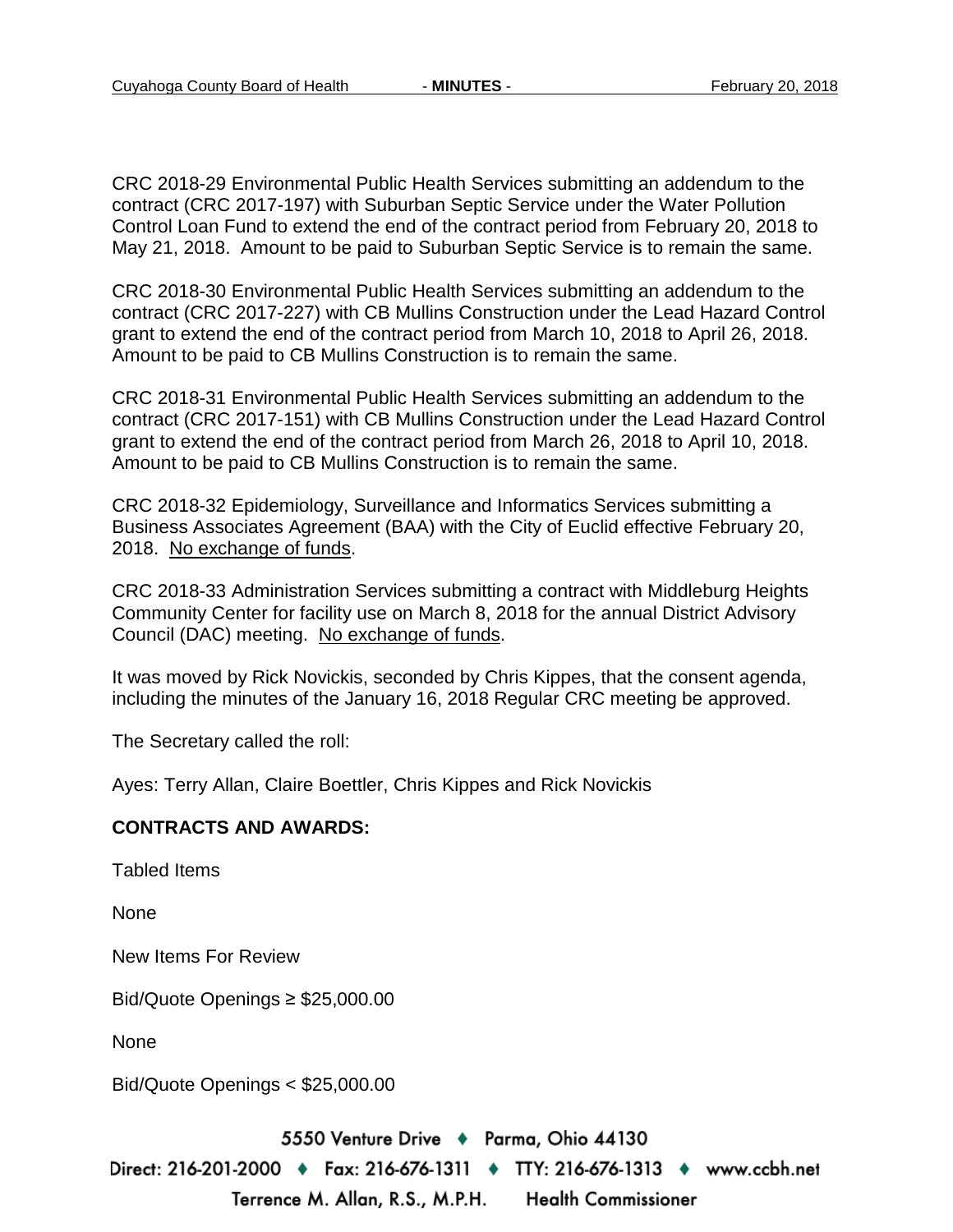CRC 2018-29 Environmental Public Health Services submitting an addendum to the contract (CRC 2017-197) with Suburban Septic Service under the Water Pollution Control Loan Fund to extend the end of the contract period from February 20, 2018 to May 21, 2018. Amount to be paid to Suburban Septic Service is to remain the same.

CRC 2018-30 Environmental Public Health Services submitting an addendum to the contract (CRC 2017-227) with CB Mullins Construction under the Lead Hazard Control grant to extend the end of the contract period from March 10, 2018 to April 26, 2018. Amount to be paid to CB Mullins Construction is to remain the same.

CRC 2018-31 Environmental Public Health Services submitting an addendum to the contract (CRC 2017-151) with CB Mullins Construction under the Lead Hazard Control grant to extend the end of the contract period from March 26, 2018 to April 10, 2018. Amount to be paid to CB Mullins Construction is to remain the same.

CRC 2018-32 Epidemiology, Surveillance and Informatics Services submitting a Business Associates Agreement (BAA) with the City of Euclid effective February 20, 2018. <u>No exchange of funds</u>.

CRC 2018-33 Administration Services submitting a contract with Middleburg Heights Community Center for facility use on March 8, 2018 for the annual District Advisory Council (DAC) meeting. <u>No exchange of funds</u>.

It was moved by Rick Novickis, seconded by Chris Kippes, that the consent agenda, including the minutes of the January 16, 2018 Regular CRC meeting be approved.

The Secretary called the roll:

Ayes: Terry Allan, Claire Boettler, Chris Kippes and Rick Novickis

**CONTRACTS AND AWARDS:**

Tabled Items

None

New Items For Review

Bid/Quote Openings ≥ $25,000.00

None

Bid/Quote Openings < $25,000.00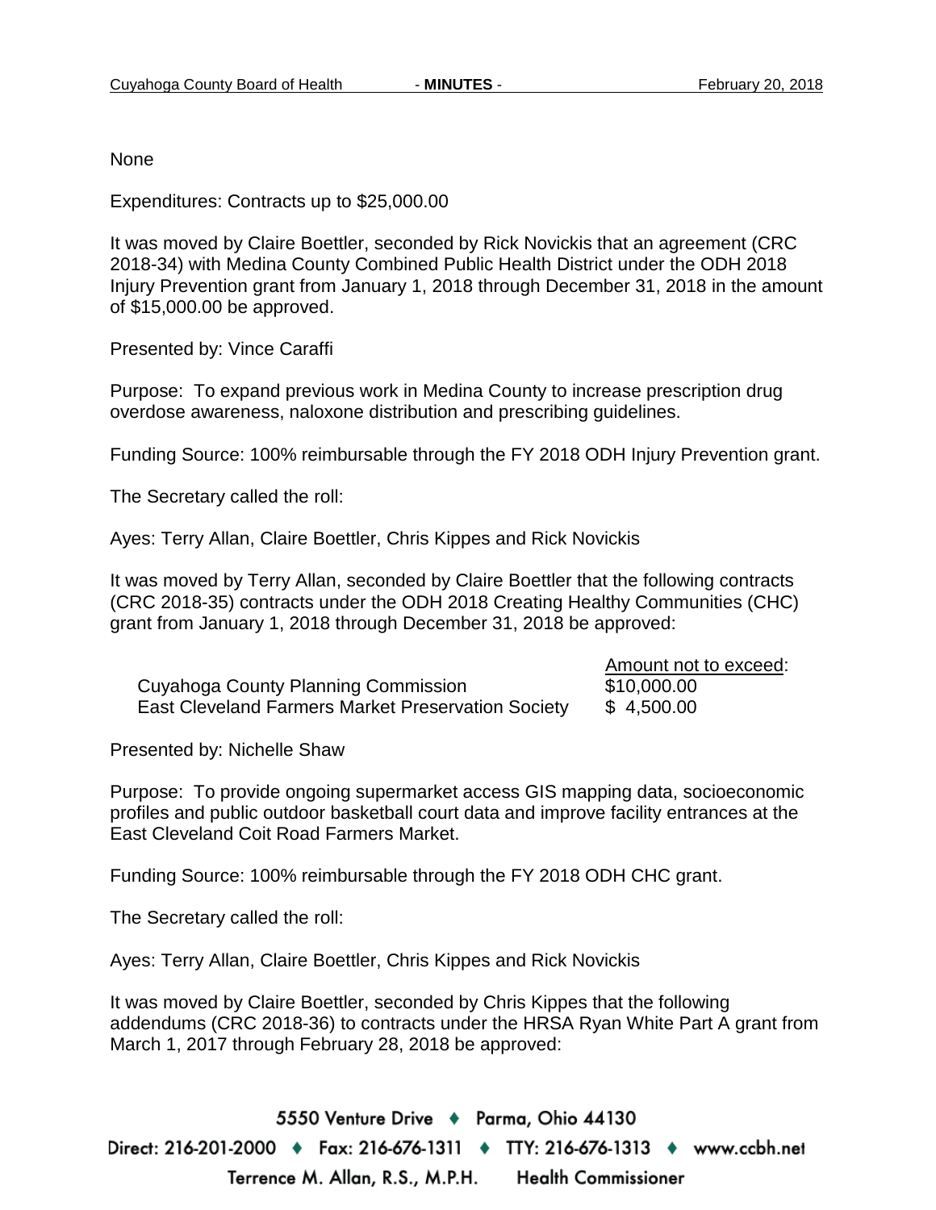None

Expenditures: Contracts up to $25,000.00

It was moved by Claire Boettler, seconded by Rick Novickis that an agreement (CRC 2018-34) with Medina County Combined Public Health District under the ODH 2018 Injury Prevention grant from January 1, 2018 through December 31, 2018 in the amount of $15,000.00 be approved.

Presented by: Vince Caraffi

Purpose: To expand previous work in Medina County to increase prescription drug overdose awareness, naloxone distribution and prescribing guidelines.

Funding Source: 100% reimbursable through the FY 2018 ODH Injury Prevention grant.

The Secretary called the roll:

Ayes: Terry Allan, Claire Boettler, Chris Kippes and Rick Novickis

It was moved by Terry Allan, seconded by Claire Boettler that the following contracts (CRC 2018-35) contracts under the ODH 2018 Creating Healthy Communities (CHC) grant from January 1, 2018 through December 31, 2018 be approved:

| | Amount not to exceed: |
|---|---|
| Cuyahoga County Planning Commission | $10,000.00 |
| East Cleveland Farmers Market Preservation Society | $ 4,500.00 |

Presented by: Nichelle Shaw

Purpose: To provide ongoing supermarket access GIS mapping data, socioeconomic profiles and public outdoor basketball court data and improve facility entrances at the East Cleveland Coit Road Farmers Market.

Funding Source: 100% reimbursable through the FY 2018 ODH CHC grant.

The Secretary called the roll:

Ayes: Terry Allan, Claire Boettler, Chris Kippes and Rick Novickis

It was moved by Claire Boettler, seconded by Chris Kippes that the following addendums (CRC 2018-36) to contracts under the HRSA Ryan White Part A grant from March 1, 2017 through February 28, 2018 be approved: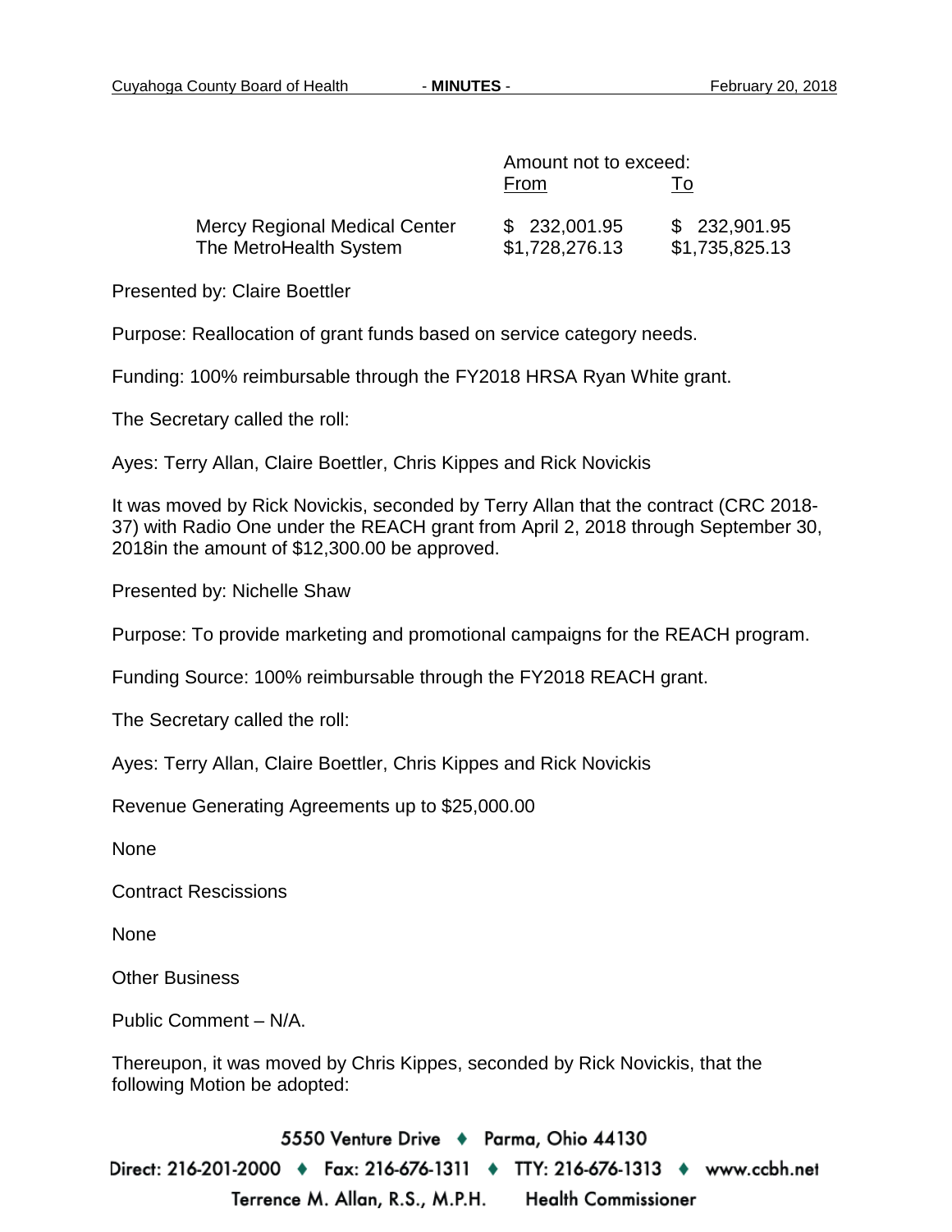| | Amount not to exceed: | |
|---|---|---|
| | From | To |
| Mercy Regional Medical Center | $ 232,001.95 | $ 232,901.95 |
| The MetroHealth System | $1,728,276.13 | $1,735,825.13 |

Presented by: Claire Boettler

Purpose: Reallocation of grant funds based on service category needs.

Funding: 100% reimbursable through the FY2018 HRSA Ryan White grant.

The Secretary called the roll:

Ayes: Terry Allan, Claire Boettler, Chris Kippes and Rick Novickis

It was moved by Rick Novickis, seconded by Terry Allan that the contract (CRC 2018-37) with Radio One under the REACH grant from April 2, 2018 through September 30, 2018in the amount of $12,300.00 be approved.

Presented by: Nichelle Shaw

Purpose: To provide marketing and promotional campaigns for the REACH program.

Funding Source: 100% reimbursable through the FY2018 REACH grant.

The Secretary called the roll:

Ayes: Terry Allan, Claire Boettler, Chris Kippes and Rick Novickis

Revenue Generating Agreements up to $25,000.00

None

Contract Rescissions

None

Other Business

Public Comment – N/A.

Thereupon, it was moved by Chris Kippes, seconded by Rick Novickis, that the following Motion be adopted: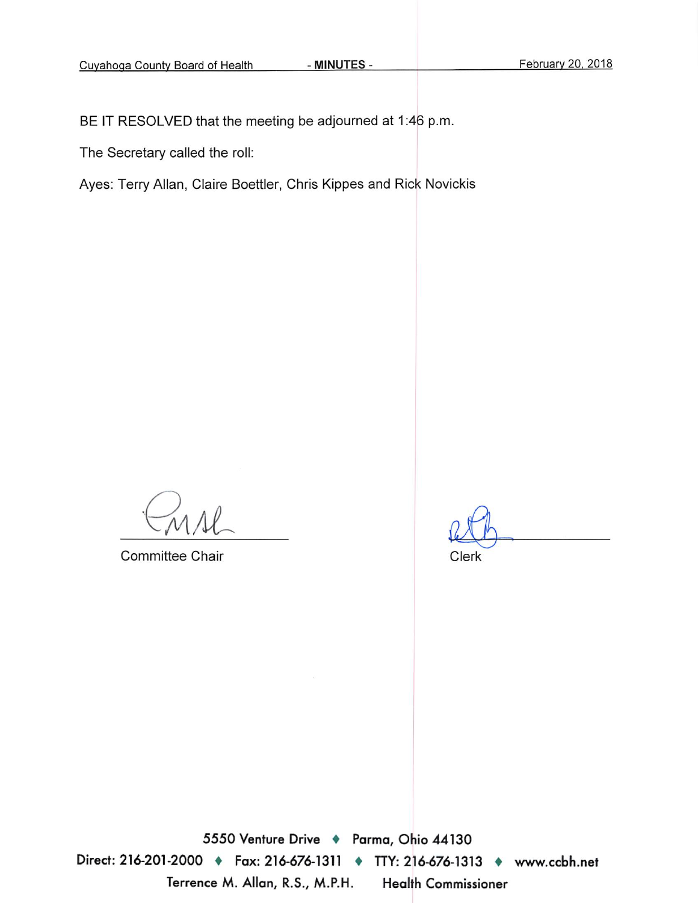BE IT RESOLVED that the meeting be adjourned at 1:46 p.m.

The Secretary called the roll:

Ayes: Terry Allan, Claire Boettler, Chris Kippes and Rick Novickis

Committee Chair

Clerk

5550 Venture Drive ♦ Parma, Ohio 44130

Direct: 216-201-2000 ♦ Fax: 216-676-1311 ♦ TTY: 216-676-1313 ♦ www.ccbh.net

Terrence M. Allan, R.S., M.P.H. Health Commissioner